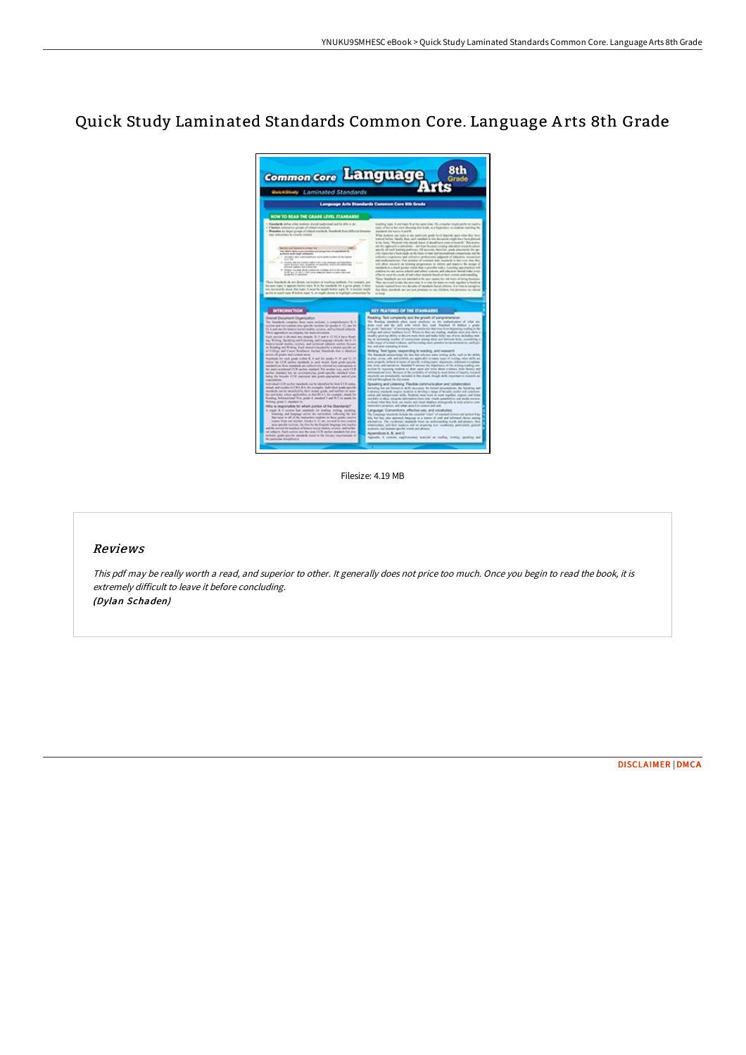# Quick Study Laminated Standards Common Core. Language Arts 8th Grade

Filesize: 4.19 MB

## Reviews

*This pdf may be really worth a read, and superior to other. It generally does not price too much. Once you begin to read the book, it is extremely difficult to leave it before concluding.*
*(Dylan Schaden)*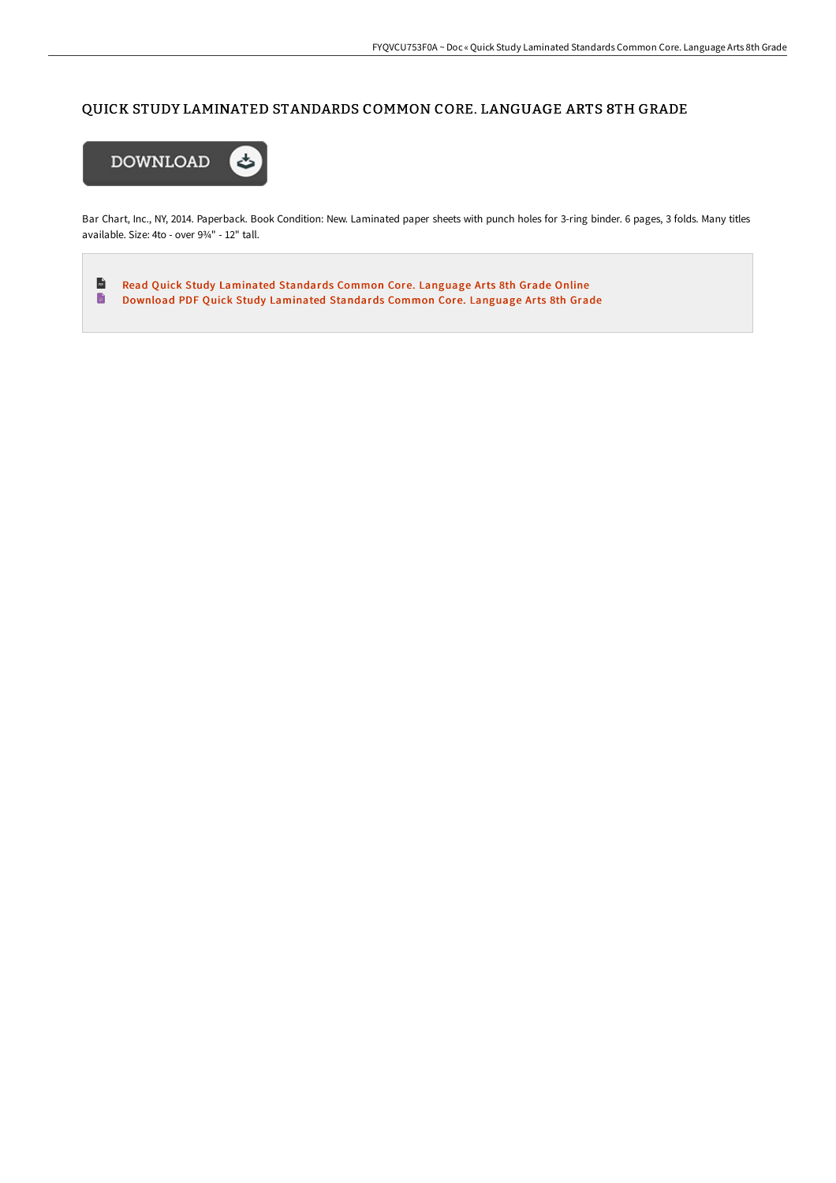# QUICK STUDY LAMINATED STANDARDS COMMON CORE. LANGUAGE ARTS 8TH GRADE

DOWNLOAD

Bar Chart, Inc., NY, 2014. Paperback. Book Condition: New. Laminated paper sheets with punch holes for 3-ring binder. 6 pages, 3 folds. Many titles available. Size: 4to - over 9¾" - 12" tall.

- Read Quick Study Laminated Standards Common Core. Language Arts 8th Grade Online
- Download PDF Quick Study Laminated Standards Common Core. Language Arts 8th Grade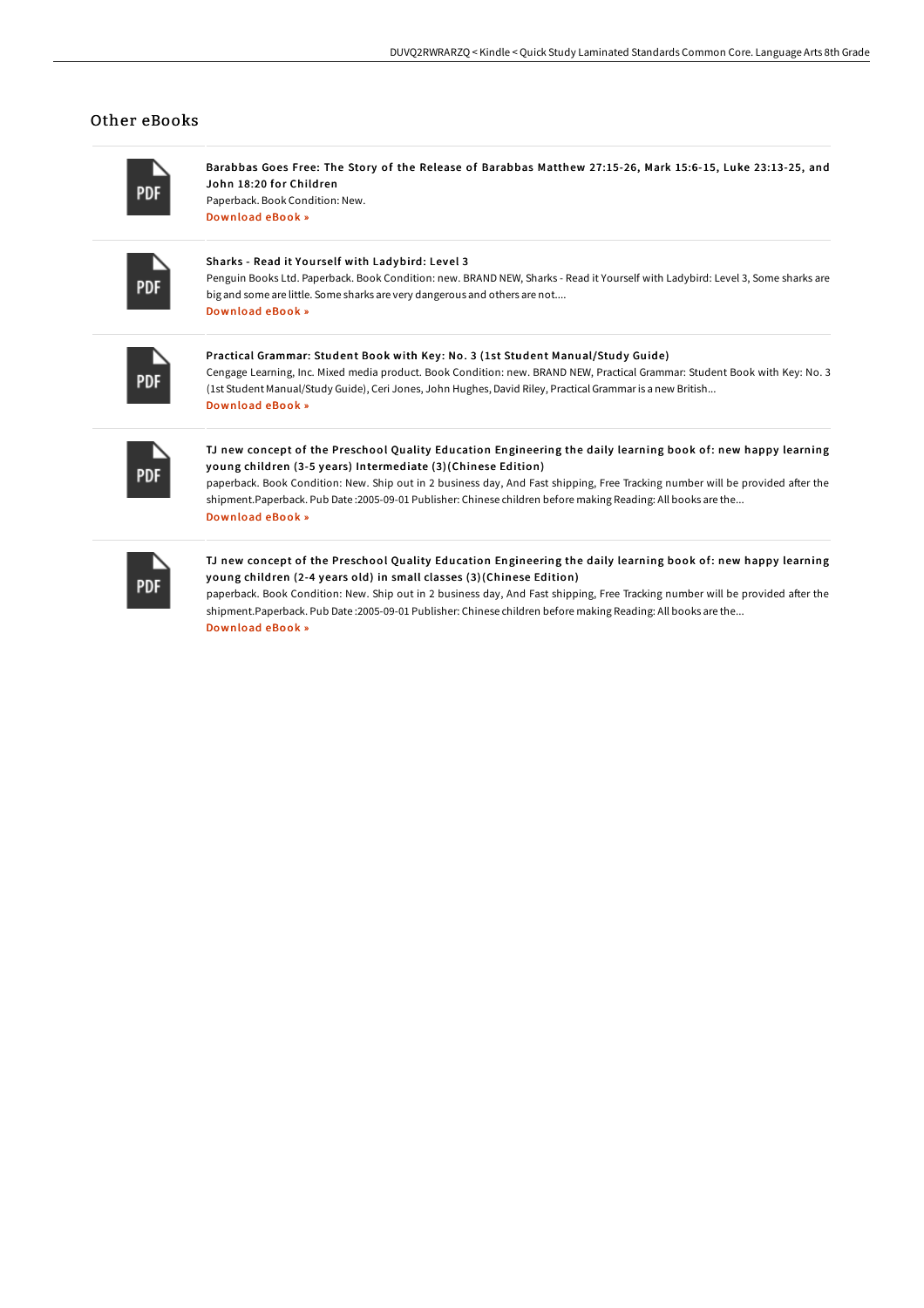## Other eBooks

**Barabbas Goes Free: The Story of the Release of Barabbas Matthew 27:15-26, Mark 15:6-15, Luke 23:13-25, and John 18:20 for Children**
Paperback. Book Condition: New.
Download eBook »

**Sharks - Read it Yourself with Ladybird: Level 3**
Penguin Books Ltd. Paperback. Book Condition: new. BRAND NEW, Sharks - Read it Yourself with Ladybird: Level 3, Some sharks are big and some are little. Some sharks are very dangerous and others are not....
Download eBook »

**Practical Grammar: Student Book with Key: No. 3 (1st Student Manual/Study Guide)**
Cengage Learning, Inc. Mixed media product. Book Condition: new. BRAND NEW, Practical Grammar: Student Book with Key: No. 3 (1st Student Manual/Study Guide), Ceri Jones, John Hughes, David Riley, Practical Grammar is a new British...
Download eBook »

**TJ new concept of the Preschool Quality Education Engineering the daily learning book of: new happy learning young children (3-5 years) Intermediate (3)(Chinese Edition)**
paperback. Book Condition: New. Ship out in 2 business day, And Fast shipping, Free Tracking number will be provided after the shipment.Paperback. Pub Date :2005-09-01 Publisher: Chinese children before making Reading: All books are the...
Download eBook »

**TJ new concept of the Preschool Quality Education Engineering the daily learning book of: new happy learning young children (2-4 years old) in small classes (3)(Chinese Edition)**
paperback. Book Condition: New. Ship out in 2 business day, And Fast shipping, Free Tracking number will be provided after the shipment.Paperback. Pub Date :2005-09-01 Publisher: Chinese children before making Reading: All books are the...
Download eBook »